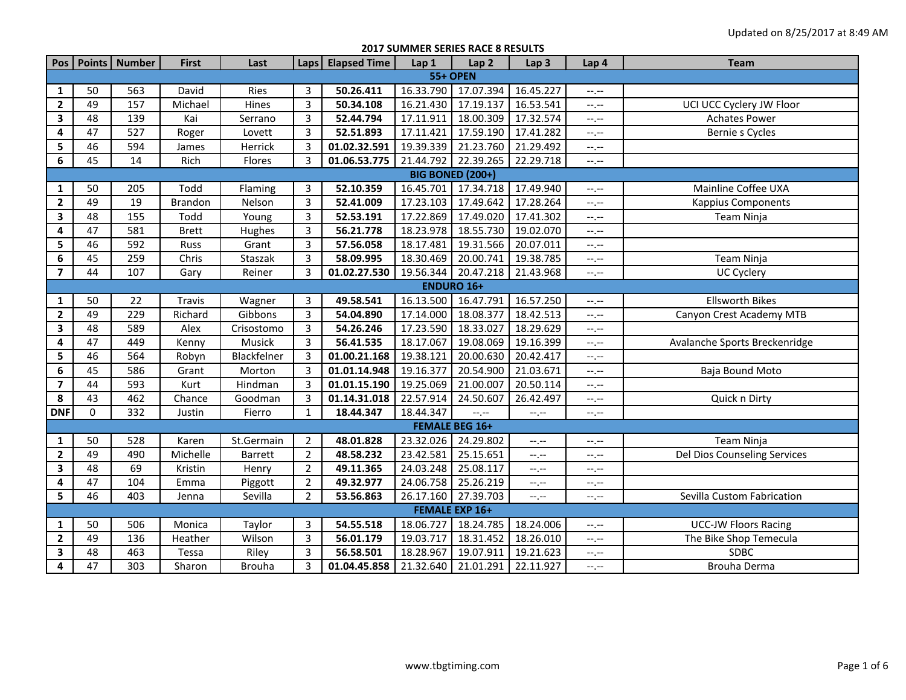Updated on 8/25/2017 at 8:49 AM

## 2017 SUMMER SERIES RACE 8 RESULTS

| Pos | Points | Number | First | Last | Laps | Elapsed Time | Lap 1 | Lap 2 | Lap 3 | Lap 4 | Team |
|---|---|---|---|---|---|---|---|---|---|---|---|
| **55+ OPEN** | | | | | | | | | | | |
| **1** | 50 | 563 | David | Ries | 3 | **50.26.411** | 16.33.790 | 17.07.394 | 16.45.227 | --.-- | |
| **2** | 49 | 157 | Michael | Hines | 3 | **50.34.108** | 16.21.430 | 17.19.137 | 16.53.541 | --.-- | UCI UCC Cyclery JW Floor |
| **3** | 48 | 139 | Kai | Serrano | 3 | **52.44.794** | 17.11.911 | 18.00.309 | 17.32.574 | --.-- | Achates Power |
| **4** | 47 | 527 | Roger | Lovett | 3 | **52.51.893** | 17.11.421 | 17.59.190 | 17.41.282 | --.-- | Bernie s Cycles |
| **5** | 46 | 594 | James | Herrick | 3 | **01.02.32.591** | 19.39.339 | 21.23.760 | 21.29.492 | --.-- | |
| **6** | 45 | 14 | Rich | Flores | 3 | **01.06.53.775** | 21.44.792 | 22.39.265 | 22.29.718 | --.-- | |
| **BIG BONED (200+)** | | | | | | | | | | | |
| **1** | 50 | 205 | Todd | Flaming | 3 | **52.10.359** | 16.45.701 | 17.34.718 | 17.49.940 | --.-- | Mainline Coffee UXA |
| **2** | 49 | 19 | Brandon | Nelson | 3 | **52.41.009** | 17.23.103 | 17.49.642 | 17.28.264 | --.-- | Kappius Components |
| **3** | 48 | 155 | Todd | Young | 3 | **52.53.191** | 17.22.869 | 17.49.020 | 17.41.302 | --.-- | Team Ninja |
| **4** | 47 | 581 | Brett | Hughes | 3 | **56.21.778** | 18.23.978 | 18.55.730 | 19.02.070 | --.-- | |
| **5** | 46 | 592 | Russ | Grant | 3 | **57.56.058** | 18.17.481 | 19.31.566 | 20.07.011 | --.-- | |
| **6** | 45 | 259 | Chris | Staszak | 3 | **58.09.995** | 18.30.469 | 20.00.741 | 19.38.785 | --.-- | Team Ninja |
| **7** | 44 | 107 | Gary | Reiner | 3 | **01.02.27.530** | 19.56.344 | 20.47.218 | 21.43.968 | --.-- | UC Cyclery |
| **ENDURO 16+** | | | | | | | | | | | |
| **1** | 50 | 22 | Travis | Wagner | 3 | **49.58.541** | 16.13.500 | 16.47.791 | 16.57.250 | --.-- | Ellsworth Bikes |
| **2** | 49 | 229 | Richard | Gibbons | 3 | **54.04.890** | 17.14.000 | 18.08.377 | 18.42.513 | --.-- | Canyon Crest Academy MTB |
| **3** | 48 | 589 | Alex | Crisostomo | 3 | **54.26.246** | 17.23.590 | 18.33.027 | 18.29.629 | --.-- | |
| **4** | 47 | 449 | Kenny | Musick | 3 | **56.41.535** | 18.17.067 | 19.08.069 | 19.16.399 | --.-- | Avalanche Sports Breckenridge |
| **5** | 46 | 564 | Robyn | Blackfelner | 3 | **01.00.21.168** | 19.38.121 | 20.00.630 | 20.42.417 | --.-- | |
| **6** | 45 | 586 | Grant | Morton | 3 | **01.01.14.948** | 19.16.377 | 20.54.900 | 21.03.671 | --.-- | Baja Bound Moto |
| **7** | 44 | 593 | Kurt | Hindman | 3 | **01.01.15.190** | 19.25.069 | 21.00.007 | 20.50.114 | --.-- | |
| **8** | 43 | 462 | Chance | Goodman | 3 | **01.14.31.018** | 22.57.914 | 24.50.607 | 26.42.497 | --.-- | Quick n Dirty |
| **DNF** | 0 | 332 | Justin | Fierro | 1 | **18.44.347** | 18.44.347 | --.-- | --.-- | --.-- | |
| **FEMALE BEG 16+** | | | | | | | | | | | |
| **1** | 50 | 528 | Karen | St.Germain | 2 | **48.01.828** | 23.32.026 | 24.29.802 | --.-- | --.-- | Team Ninja |
| **2** | 49 | 490 | Michelle | Barrett | 2 | **48.58.232** | 23.42.581 | 25.15.651 | --.-- | --.-- | Del Dios Counseling Services |
| **3** | 48 | 69 | Kristin | Henry | 2 | **49.11.365** | 24.03.248 | 25.08.117 | --.-- | --.-- | |
| **4** | 47 | 104 | Emma | Piggott | 2 | **49.32.977** | 24.06.758 | 25.26.219 | --.-- | --.-- | |
| **5** | 46 | 403 | Jenna | Sevilla | 2 | **53.56.863** | 26.17.160 | 27.39.703 | --.-- | --.-- | Sevilla Custom Fabrication |
| **FEMALE EXP 16+** | | | | | | | | | | | |
| **1** | 50 | 506 | Monica | Taylor | 3 | **54.55.518** | 18.06.727 | 18.24.785 | 18.24.006 | --.-- | UCC-JW Floors Racing |
| **2** | 49 | 136 | Heather | Wilson | 3 | **56.01.179** | 19.03.717 | 18.31.452 | 18.26.010 | --.-- | The Bike Shop Temecula |
| **3** | 48 | 463 | Tessa | Riley | 3 | **56.58.501** | 18.28.967 | 19.07.911 | 19.21.623 | --.-- | SDBC |
| **4** | 47 | 303 | Sharon | Brouha | 3 | **01.04.45.858** | 21.32.640 | 21.01.291 | 22.11.927 | --.-- | Brouha Derma |

www.tbgtiming.com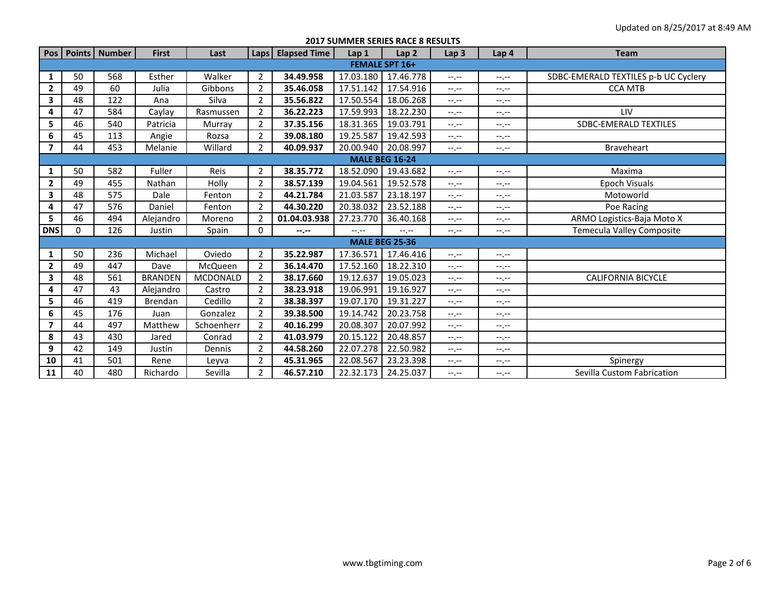Updated on 8/25/2017 at 8:49 AM

## 2017 SUMMER SERIES RACE 8 RESULTS

| Pos | Points | Number | First | Last | Laps | Elapsed Time | Lap 1 | Lap 2 | Lap 3 | Lap 4 | Team |
|---|---|---|---|---|---|---|---|---|---|---|---|
| **FEMALE SPT 16+** | | | | | | | | | | | |
| **1** | 50 | 568 | Esther | Walker | 2 | **34.49.958** | 17.03.180 | 17.46.778 | --.-- | --.-- | SDBC-EMERALD TEXTILES p-b UC Cyclery |
| **2** | 49 | 60 | Julia | Gibbons | 2 | **35.46.058** | 17.51.142 | 17.54.916 | --.-- | --.-- | CCA MTB |
| **3** | 48 | 122 | Ana | Silva | 2 | **35.56.822** | 17.50.554 | 18.06.268 | --.-- | --.-- | |
| **4** | 47 | 584 | Caylay | Rasmussen | 2 | **36.22.223** | 17.59.993 | 18.22.230 | --.-- | --.-- | LIV |
| **5** | 46 | 540 | Patricia | Murray | 2 | **37.35.156** | 18.31.365 | 19.03.791 | --.-- | --.-- | SDBC-EMERALD TEXTILES |
| **6** | 45 | 113 | Angie | Rozsa | 2 | **39.08.180** | 19.25.587 | 19.42.593 | --.-- | --.-- | |
| **7** | 44 | 453 | Melanie | Willard | 2 | **40.09.937** | 20.00.940 | 20.08.997 | --.-- | --.-- | Braveheart |
| **MALE BEG 16-24** | | | | | | | | | | | |
| **1** | 50 | 582 | Fuller | Reis | 2 | **38.35.772** | 18.52.090 | 19.43.682 | --.-- | --.-- | Maxima |
| **2** | 49 | 455 | Nathan | Holly | 2 | **38.57.139** | 19.04.561 | 19.52.578 | --.-- | --.-- | Epoch Visuals |
| **3** | 48 | 575 | Dale | Fenton | 2 | **44.21.784** | 21.03.587 | 23.18.197 | --.-- | --.-- | Motoworld |
| **4** | 47 | 576 | Daniel | Fenton | 2 | **44.30.220** | 20.38.032 | 23.52.188 | --.-- | --.-- | Poe Racing |
| **5** | 46 | 494 | Alejandro | Moreno | 2 | **01.04.03.938** | 27.23.770 | 36.40.168 | --.-- | --.-- | ARMO Logistics-Baja Moto X |
| **DNS** | 0 | 126 | Justin | Spain | 0 | **--.--** | --.-- | --.-- | --.-- | --.-- | Temecula Valley Composite |
| **MALE BEG 25-36** | | | | | | | | | | | |
| **1** | 50 | 236 | Michael | Oviedo | 2 | **35.22.987** | 17.36.571 | 17.46.416 | --.-- | --.-- | |
| **2** | 49 | 447 | Dave | McQueen | 2 | **36.14.470** | 17.52.160 | 18.22.310 | --.-- | --.-- | |
| **3** | 48 | 561 | BRANDEN | MCDONALD | 2 | **38.17.660** | 19.12.637 | 19.05.023 | --.-- | --.-- | CALIFORNIA BICYCLE |
| **4** | 47 | 43 | Alejandro | Castro | 2 | **38.23.918** | 19.06.991 | 19.16.927 | --.-- | --.-- | |
| **5** | 46 | 419 | Brendan | Cedillo | 2 | **38.38.397** | 19.07.170 | 19.31.227 | --.-- | --.-- | |
| **6** | 45 | 176 | Juan | Gonzalez | 2 | **39.38.500** | 19.14.742 | 20.23.758 | --.-- | --.-- | |
| **7** | 44 | 497 | Matthew | Schoenherr | 2 | **40.16.299** | 20.08.307 | 20.07.992 | --.-- | --.-- | |
| **8** | 43 | 430 | Jared | Conrad | 2 | **41.03.979** | 20.15.122 | 20.48.857 | --.-- | --.-- | |
| **9** | 42 | 149 | Justin | Dennis | 2 | **44.58.260** | 22.07.278 | 22.50.982 | --.-- | --.-- | |
| **10** | 41 | 501 | Rene | Leyva | 2 | **45.31.965** | 22.08.567 | 23.23.398 | --.-- | --.-- | Spinergy |
| **11** | 40 | 480 | Richardo | Sevilla | 2 | **46.57.210** | 22.32.173 | 24.25.037 | --.-- | --.-- | Sevilla Custom Fabrication |

www.tbgtiming.com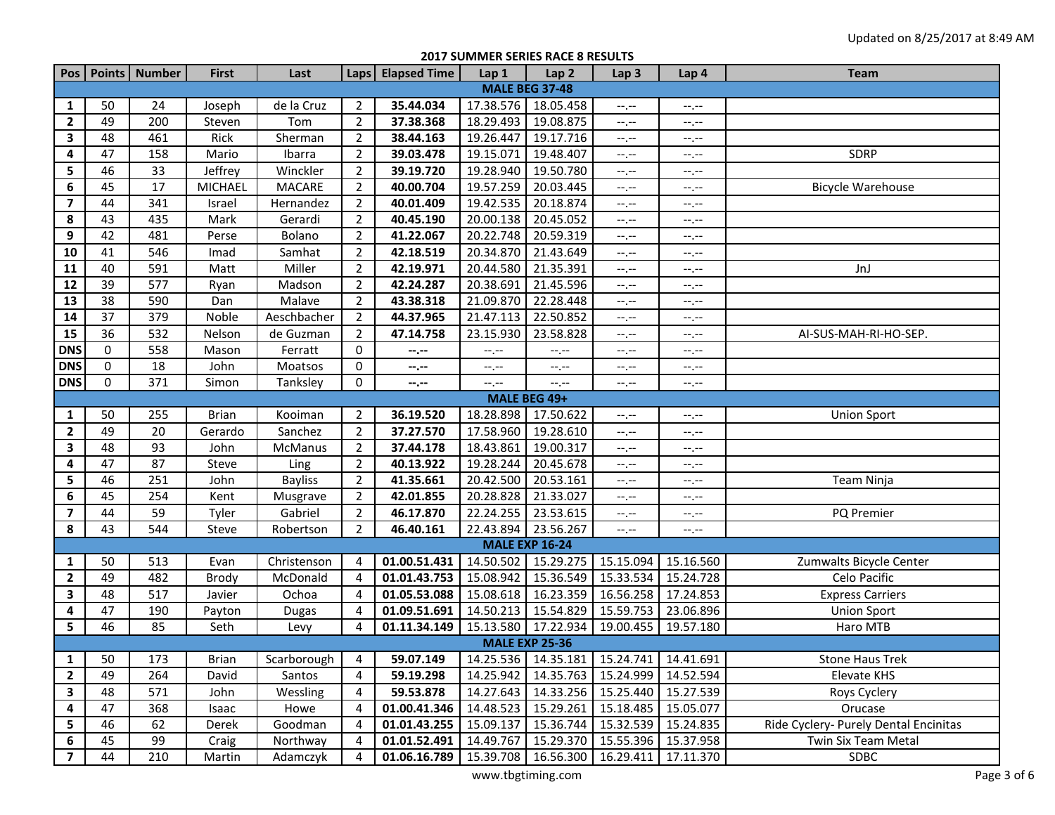Updated on 8/25/2017 at 8:49 AM

## 2017 SUMMER SERIES RACE 8 RESULTS

| Pos | Points | Number | First | Last | Laps | Elapsed Time | Lap 1 | Lap 2 | Lap 3 | Lap 4 | Team |
|---|---|---|---|---|---|---|---|---|---|---|---|
| **MALE BEG 37-48** | | | | | | | | | | | |
| **1** | 50 | 24 | Joseph | de la Cruz | 2 | **35.44.034** | 17.38.576 | 18.05.458 | --.-- | --.-- | |
| **2** | 49 | 200 | Steven | Tom | 2 | **37.38.368** | 18.29.493 | 19.08.875 | --.-- | --.-- | |
| **3** | 48 | 461 | Rick | Sherman | 2 | **38.44.163** | 19.26.447 | 19.17.716 | --.-- | --.-- | |
| **4** | 47 | 158 | Mario | Ibarra | 2 | **39.03.478** | 19.15.071 | 19.48.407 | --.-- | --.-- | SDRP |
| **5** | 46 | 33 | Jeffrey | Winckler | 2 | **39.19.720** | 19.28.940 | 19.50.780 | --.-- | --.-- | |
| **6** | 45 | 17 | MICHAEL | MACARE | 2 | **40.00.704** | 19.57.259 | 20.03.445 | --.-- | --.-- | Bicycle Warehouse |
| **7** | 44 | 341 | Israel | Hernandez | 2 | **40.01.409** | 19.42.535 | 20.18.874 | --.-- | --.-- | |
| **8** | 43 | 435 | Mark | Gerardi | 2 | **40.45.190** | 20.00.138 | 20.45.052 | --.-- | --.-- | |
| **9** | 42 | 481 | Perse | Bolano | 2 | **41.22.067** | 20.22.748 | 20.59.319 | --.-- | --.-- | |
| **10** | 41 | 546 | Imad | Samhat | 2 | **42.18.519** | 20.34.870 | 21.43.649 | --.-- | --.-- | |
| **11** | 40 | 591 | Matt | Miller | 2 | **42.19.971** | 20.44.580 | 21.35.391 | --.-- | --.-- | JnJ |
| **12** | 39 | 577 | Ryan | Madson | 2 | **42.24.287** | 20.38.691 | 21.45.596 | --.-- | --.-- | |
| **13** | 38 | 590 | Dan | Malave | 2 | **43.38.318** | 21.09.870 | 22.28.448 | --.-- | --.-- | |
| **14** | 37 | 379 | Noble | Aeschbacher | 2 | **44.37.965** | 21.47.113 | 22.50.852 | --.-- | --.-- | |
| **15** | 36 | 532 | Nelson | de Guzman | 2 | **47.14.758** | 23.15.930 | 23.58.828 | --.-- | --.-- | AI-SUS-MAH-RI-HO-SEP. |
| **DNS** | 0 | 558 | Mason | Ferratt | 0 | **--.--** | --.-- | --.-- | --.-- | --.-- | |
| **DNS** | 0 | 18 | John | Moatsos | 0 | **--.--** | --.-- | --.-- | --.-- | --.-- | |
| **DNS** | 0 | 371 | Simon | Tanksley | 0 | **--.--** | --.-- | --.-- | --.-- | --.-- | |
| **MALE BEG 49+** | | | | | | | | | | | |
| **1** | 50 | 255 | Brian | Kooiman | 2 | **36.19.520** | 18.28.898 | 17.50.622 | --.-- | --.-- | Union Sport |
| **2** | 49 | 20 | Gerardo | Sanchez | 2 | **37.27.570** | 17.58.960 | 19.28.610 | --.-- | --.-- | |
| **3** | 48 | 93 | John | McManus | 2 | **37.44.178** | 18.43.861 | 19.00.317 | --.-- | --.-- | |
| **4** | 47 | 87 | Steve | Ling | 2 | **40.13.922** | 19.28.244 | 20.45.678 | --.-- | --.-- | |
| **5** | 46 | 251 | John | Bayliss | 2 | **41.35.661** | 20.42.500 | 20.53.161 | --.-- | --.-- | Team Ninja |
| **6** | 45 | 254 | Kent | Musgrave | 2 | **42.01.855** | 20.28.828 | 21.33.027 | --.-- | --.-- | |
| **7** | 44 | 59 | Tyler | Gabriel | 2 | **46.17.870** | 22.24.255 | 23.53.615 | --.-- | --.-- | PQ Premier |
| **8** | 43 | 544 | Steve | Robertson | 2 | **46.40.161** | 22.43.894 | 23.56.267 | --.-- | --.-- | |
| **MALE EXP 16-24** | | | | | | | | | | | |
| **1** | 50 | 513 | Evan | Christenson | 4 | **01.00.51.431** | 14.50.502 | 15.29.275 | 15.15.094 | 15.16.560 | Zumwalts Bicycle Center |
| **2** | 49 | 482 | Brody | McDonald | 4 | **01.01.43.753** | 15.08.942 | 15.36.549 | 15.33.534 | 15.24.728 | Celo Pacific |
| **3** | 48 | 517 | Javier | Ochoa | 4 | **01.05.53.088** | 15.08.618 | 16.23.359 | 16.56.258 | 17.24.853 | Express Carriers |
| **4** | 47 | 190 | Payton | Dugas | 4 | **01.09.51.691** | 14.50.213 | 15.54.829 | 15.59.753 | 23.06.896 | Union Sport |
| **5** | 46 | 85 | Seth | Levy | 4 | **01.11.34.149** | 15.13.580 | 17.22.934 | 19.00.455 | 19.57.180 | Haro MTB |
| **MALE EXP 25-36** | | | | | | | | | | | |
| **1** | 50 | 173 | Brian | Scarborough | 4 | **59.07.149** | 14.25.536 | 14.35.181 | 15.24.741 | 14.41.691 | Stone Haus Trek |
| **2** | 49 | 264 | David | Santos | 4 | **59.19.298** | 14.25.942 | 14.35.763 | 15.24.999 | 14.52.594 | Elevate KHS |
| **3** | 48 | 571 | John | Wessling | 4 | **59.53.878** | 14.27.643 | 14.33.256 | 15.25.440 | 15.27.539 | Roys Cyclery |
| **4** | 47 | 368 | Isaac | Howe | 4 | **01.00.41.346** | 14.48.523 | 15.29.261 | 15.18.485 | 15.05.077 | Orucase |
| **5** | 46 | 62 | Derek | Goodman | 4 | **01.01.43.255** | 15.09.137 | 15.36.744 | 15.32.539 | 15.24.835 | Ride Cyclery- Purely Dental Encinitas |
| **6** | 45 | 99 | Craig | Northway | 4 | **01.01.52.491** | 14.49.767 | 15.29.370 | 15.55.396 | 15.37.958 | Twin Six Team Metal |
| **7** | 44 | 210 | Martin | Adamczyk | 4 | **01.06.16.789** | 15.39.708 | 16.56.300 | 16.29.411 | 17.11.370 | SDBC |

www.tbgtiming.com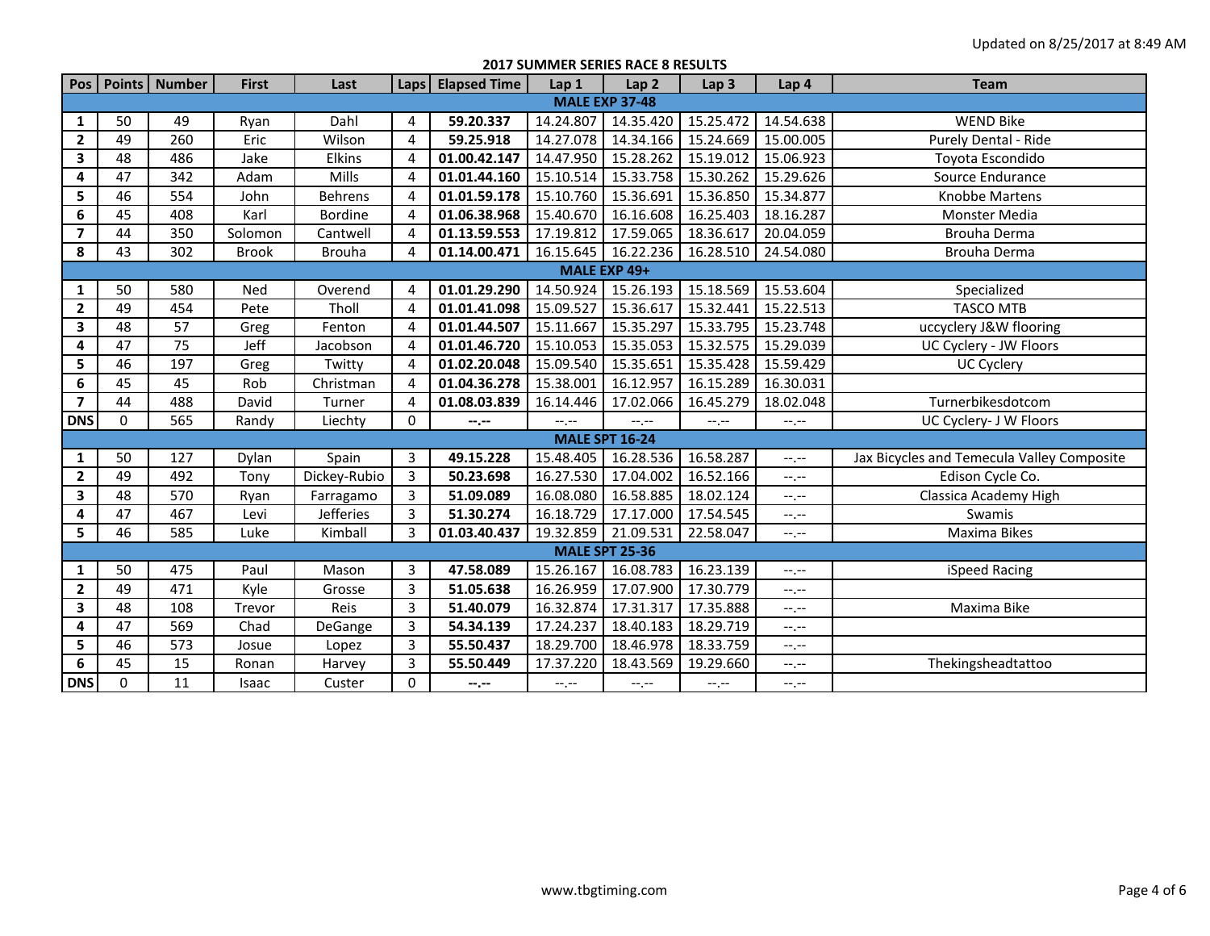Updated on 8/25/2017 at 8:49 AM

## 2017 SUMMER SERIES RACE 8 RESULTS

| Pos | Points | Number | First | Last | Laps | Elapsed Time | Lap 1 | Lap 2 | Lap 3 | Lap 4 | Team |
|---|---|---|---|---|---|---|---|---|---|---|---|
| **MALE EXP 37-48** | | | | | | | | | | | |
| **1** | 50 | 49 | Ryan | Dahl | 4 | **59.20.337** | 14.24.807 | 14.35.420 | 15.25.472 | 14.54.638 | WEND Bike |
| **2** | 49 | 260 | Eric | Wilson | 4 | **59.25.918** | 14.27.078 | 14.34.166 | 15.24.669 | 15.00.005 | Purely Dental - Ride |
| **3** | 48 | 486 | Jake | Elkins | 4 | **01.00.42.147** | 14.47.950 | 15.28.262 | 15.19.012 | 15.06.923 | Toyota Escondido |
| **4** | 47 | 342 | Adam | Mills | 4 | **01.01.44.160** | 15.10.514 | 15.33.758 | 15.30.262 | 15.29.626 | Source Endurance |
| **5** | 46 | 554 | John | Behrens | 4 | **01.01.59.178** | 15.10.760 | 15.36.691 | 15.36.850 | 15.34.877 | Knobbe Martens |
| **6** | 45 | 408 | Karl | Bordine | 4 | **01.06.38.968** | 15.40.670 | 16.16.608 | 16.25.403 | 18.16.287 | Monster Media |
| **7** | 44 | 350 | Solomon | Cantwell | 4 | **01.13.59.553** | 17.19.812 | 17.59.065 | 18.36.617 | 20.04.059 | Brouha Derma |
| **8** | 43 | 302 | Brook | Brouha | 4 | **01.14.00.471** | 16.15.645 | 16.22.236 | 16.28.510 | 24.54.080 | Brouha Derma |
| **MALE EXP 49+** | | | | | | | | | | | |
| **1** | 50 | 580 | Ned | Overend | 4 | **01.01.29.290** | 14.50.924 | 15.26.193 | 15.18.569 | 15.53.604 | Specialized |
| **2** | 49 | 454 | Pete | Tholl | 4 | **01.01.41.098** | 15.09.527 | 15.36.617 | 15.32.441 | 15.22.513 | TASCO MTB |
| **3** | 48 | 57 | Greg | Fenton | 4 | **01.01.44.507** | 15.11.667 | 15.35.297 | 15.33.795 | 15.23.748 | uccyclery J&W flooring |
| **4** | 47 | 75 | Jeff | Jacobson | 4 | **01.01.46.720** | 15.10.053 | 15.35.053 | 15.32.575 | 15.29.039 | UC Cyclery - JW Floors |
| **5** | 46 | 197 | Greg | Twitty | 4 | **01.02.20.048** | 15.09.540 | 15.35.651 | 15.35.428 | 15.59.429 | UC Cyclery |
| **6** | 45 | 45 | Rob | Christman | 4 | **01.04.36.278** | 15.38.001 | 16.12.957 | 16.15.289 | 16.30.031 | |
| **7** | 44 | 488 | David | Turner | 4 | **01.08.03.839** | 16.14.446 | 17.02.066 | 16.45.279 | 18.02.048 | Turnerbikesdotcom |
| **DNS** | 0 | 565 | Randy | Liechty | 0 | **--.--** | --.-- | --.-- | --.-- | --.-- | UC Cyclery- J W Floors |
| **MALE SPT 16-24** | | | | | | | | | | | |
| **1** | 50 | 127 | Dylan | Spain | 3 | **49.15.228** | 15.48.405 | 16.28.536 | 16.58.287 | --.-- | Jax Bicycles and Temecula Valley Composite |
| **2** | 49 | 492 | Tony | Dickey-Rubio | 3 | **50.23.698** | 16.27.530 | 17.04.002 | 16.52.166 | --.-- | Edison Cycle Co. |
| **3** | 48 | 570 | Ryan | Farragamo | 3 | **51.09.089** | 16.08.080 | 16.58.885 | 18.02.124 | --.-- | Classica Academy High |
| **4** | 47 | 467 | Levi | Jefferies | 3 | **51.30.274** | 16.18.729 | 17.17.000 | 17.54.545 | --.-- | Swamis |
| **5** | 46 | 585 | Luke | Kimball | 3 | **01.03.40.437** | 19.32.859 | 21.09.531 | 22.58.047 | --.-- | Maxima Bikes |
| **MALE SPT 25-36** | | | | | | | | | | | |
| **1** | 50 | 475 | Paul | Mason | 3 | **47.58.089** | 15.26.167 | 16.08.783 | 16.23.139 | --.-- | iSpeed Racing |
| **2** | 49 | 471 | Kyle | Grosse | 3 | **51.05.638** | 16.26.959 | 17.07.900 | 17.30.779 | --.-- | |
| **3** | 48 | 108 | Trevor | Reis | 3 | **51.40.079** | 16.32.874 | 17.31.317 | 17.35.888 | --.-- | Maxima Bike |
| **4** | 47 | 569 | Chad | DeGange | 3 | **54.34.139** | 17.24.237 | 18.40.183 | 18.29.719 | --.-- | |
| **5** | 46 | 573 | Josue | Lopez | 3 | **55.50.437** | 18.29.700 | 18.46.978 | 18.33.759 | --.-- | |
| **6** | 45 | 15 | Ronan | Harvey | 3 | **55.50.449** | 17.37.220 | 18.43.569 | 19.29.660 | --.-- | Thekingsheadtattoo |
| **DNS** | 0 | 11 | Isaac | Custer | 0 | **--.--** | --.-- | --.-- | --.-- | --.-- | |

www.tbgtiming.com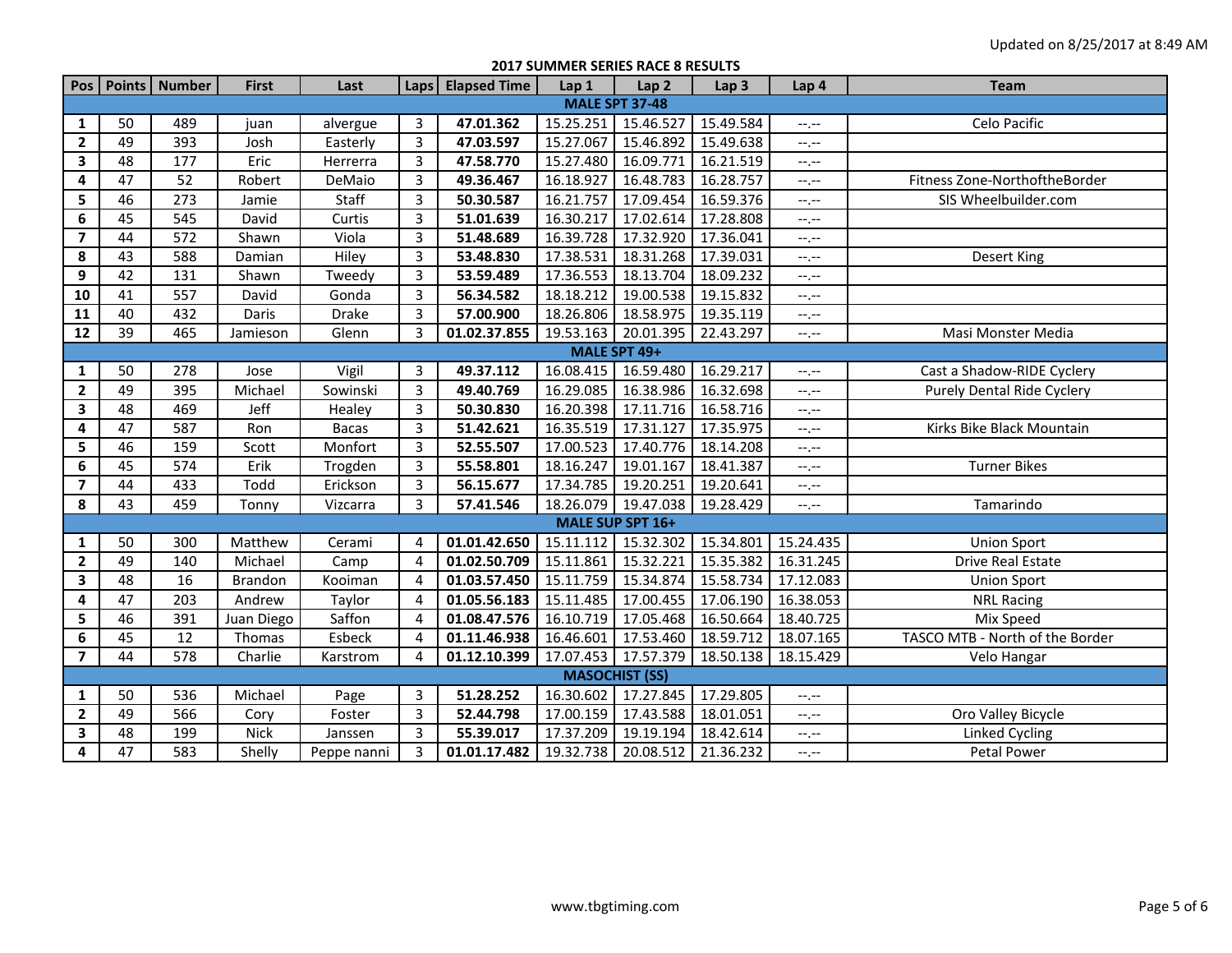Updated on 8/25/2017 at 8:49 AM

**2017 SUMMER SERIES RACE 8 RESULTS**

| Pos | Points | Number | First | Last | Laps | Elapsed Time | Lap 1 | Lap 2 | Lap 3 | Lap 4 | Team |
|---|---|---|---|---|---|---|---|---|---|---|---|
| **MALE SPT 37-48** | | | | | | | | | | | |
| **1** | 50 | 489 | juan | alvergue | 3 | **47.01.362** | 15.25.251 | 15.46.527 | 15.49.584 | --.-- | Celo Pacific |
| **2** | 49 | 393 | Josh | Easterly | 3 | **47.03.597** | 15.27.067 | 15.46.892 | 15.49.638 | --.-- | |
| **3** | 48 | 177 | Eric | Herrerra | 3 | **47.58.770** | 15.27.480 | 16.09.771 | 16.21.519 | --.-- | |
| **4** | 47 | 52 | Robert | DeMaio | 3 | **49.36.467** | 16.18.927 | 16.48.783 | 16.28.757 | --.-- | Fitness Zone-NorthoftheBorder |
| **5** | 46 | 273 | Jamie | Staff | 3 | **50.30.587** | 16.21.757 | 17.09.454 | 16.59.376 | --.-- | SIS Wheelbuilder.com |
| **6** | 45 | 545 | David | Curtis | 3 | **51.01.639** | 16.30.217 | 17.02.614 | 17.28.808 | --.-- | |
| **7** | 44 | 572 | Shawn | Viola | 3 | **51.48.689** | 16.39.728 | 17.32.920 | 17.36.041 | --.-- | |
| **8** | 43 | 588 | Damian | Hiley | 3 | **53.48.830** | 17.38.531 | 18.31.268 | 17.39.031 | --.-- | Desert King |
| **9** | 42 | 131 | Shawn | Tweedy | 3 | **53.59.489** | 17.36.553 | 18.13.704 | 18.09.232 | --.-- | |
| **10** | 41 | 557 | David | Gonda | 3 | **56.34.582** | 18.18.212 | 19.00.538 | 19.15.832 | --.-- | |
| **11** | 40 | 432 | Daris | Drake | 3 | **57.00.900** | 18.26.806 | 18.58.975 | 19.35.119 | --.-- | |
| **12** | 39 | 465 | Jamieson | Glenn | 3 | **01.02.37.855** | 19.53.163 | 20.01.395 | 22.43.297 | --.-- | Masi Monster Media |
| **MALE SPT 49+** | | | | | | | | | | | |
| **1** | 50 | 278 | Jose | Vigil | 3 | **49.37.112** | 16.08.415 | 16.59.480 | 16.29.217 | --.-- | Cast a Shadow-RIDE Cyclery |
| **2** | 49 | 395 | Michael | Sowinski | 3 | **49.40.769** | 16.29.085 | 16.38.986 | 16.32.698 | --.-- | Purely Dental Ride Cyclery |
| **3** | 48 | 469 | Jeff | Healey | 3 | **50.30.830** | 16.20.398 | 17.11.716 | 16.58.716 | --.-- | |
| **4** | 47 | 587 | Ron | Bacas | 3 | **51.42.621** | 16.35.519 | 17.31.127 | 17.35.975 | --.-- | Kirks Bike Black Mountain |
| **5** | 46 | 159 | Scott | Monfort | 3 | **52.55.507** | 17.00.523 | 17.40.776 | 18.14.208 | --.-- | |
| **6** | 45 | 574 | Erik | Trogden | 3 | **55.58.801** | 18.16.247 | 19.01.167 | 18.41.387 | --.-- | Turner Bikes |
| **7** | 44 | 433 | Todd | Erickson | 3 | **56.15.677** | 17.34.785 | 19.20.251 | 19.20.641 | --.-- | |
| **8** | 43 | 459 | Tonny | Vizcarra | 3 | **57.41.546** | 18.26.079 | 19.47.038 | 19.28.429 | --.-- | Tamarindo |
| **MALE SUP SPT 16+** | | | | | | | | | | | |
| **1** | 50 | 300 | Matthew | Cerami | 4 | **01.01.42.650** | 15.11.112 | 15.32.302 | 15.34.801 | 15.24.435 | Union Sport |
| **2** | 49 | 140 | Michael | Camp | 4 | **01.02.50.709** | 15.11.861 | 15.32.221 | 15.35.382 | 16.31.245 | Drive Real Estate |
| **3** | 48 | 16 | Brandon | Kooiman | 4 | **01.03.57.450** | 15.11.759 | 15.34.874 | 15.58.734 | 17.12.083 | Union Sport |
| **4** | 47 | 203 | Andrew | Taylor | 4 | **01.05.56.183** | 15.11.485 | 17.00.455 | 17.06.190 | 16.38.053 | NRL Racing |
| **5** | 46 | 391 | Juan Diego | Saffon | 4 | **01.08.47.576** | 16.10.719 | 17.05.468 | 16.50.664 | 18.40.725 | Mix Speed |
| **6** | 45 | 12 | Thomas | Esbeck | 4 | **01.11.46.938** | 16.46.601 | 17.53.460 | 18.59.712 | 18.07.165 | TASCO MTB - North of the Border |
| **7** | 44 | 578 | Charlie | Karstrom | 4 | **01.12.10.399** | 17.07.453 | 17.57.379 | 18.50.138 | 18.15.429 | Velo Hangar |
| **MASOCHIST (SS)** | | | | | | | | | | | |
| **1** | 50 | 536 | Michael | Page | 3 | **51.28.252** | 16.30.602 | 17.27.845 | 17.29.805 | --.-- | |
| **2** | 49 | 566 | Cory | Foster | 3 | **52.44.798** | 17.00.159 | 17.43.588 | 18.01.051 | --.-- | Oro Valley Bicycle |
| **3** | 48 | 199 | Nick | Janssen | 3 | **55.39.017** | 17.37.209 | 19.19.194 | 18.42.614 | --.-- | Linked Cycling |
| **4** | 47 | 583 | Shelly | Peppe nanni | 3 | **01.01.17.482** | 19.32.738 | 20.08.512 | 21.36.232 | --.-- | Petal Power |

www.tbgtiming.com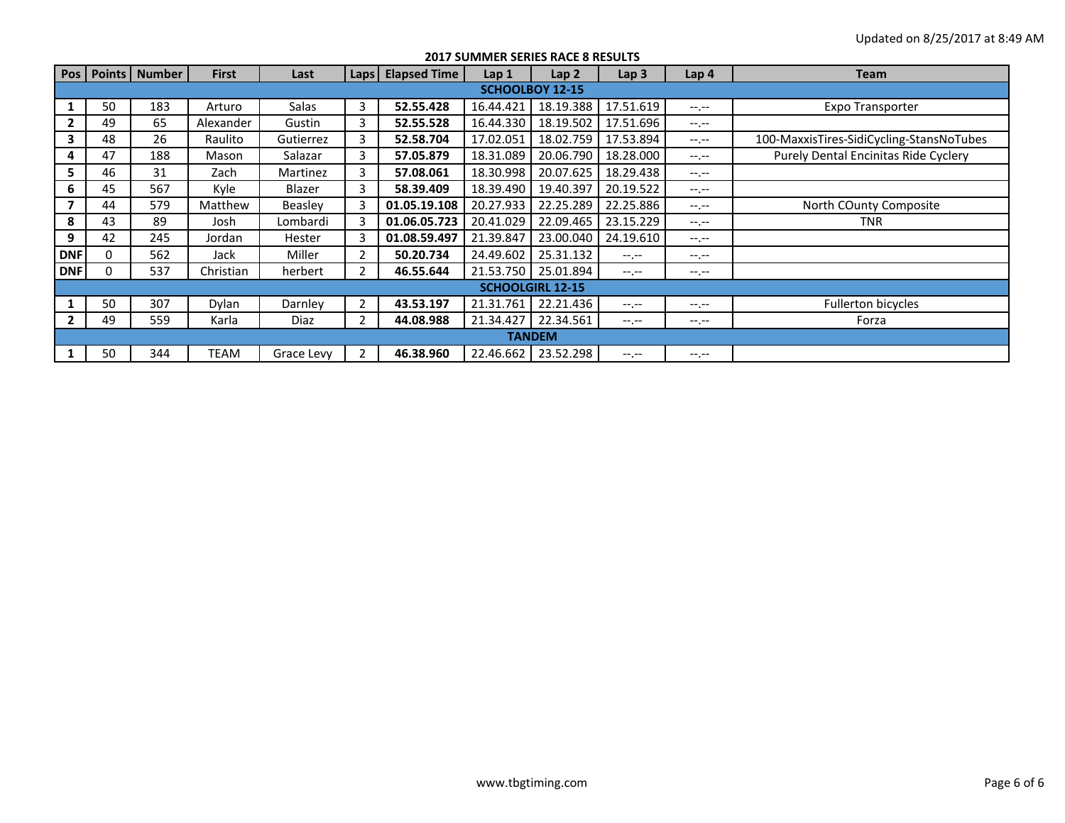Updated on 8/25/2017 at 8:49 AM

## 2017 SUMMER SERIES RACE 8 RESULTS

| Pos | Points | Number | First | Last | Laps | Elapsed Time | Lap 1 | Lap 2 | Lap 3 | Lap 4 | Team |
|---|---|---|---|---|---|---|---|---|---|---|---|
| **SCHOOLBOY 12-15** | | | | | | | | | | | |
| **1** | 50 | 183 | Arturo | Salas | 3 | **52.55.428** | 16.44.421 | 18.19.388 | 17.51.619 | --.-- | Expo Transporter |
| **2** | 49 | 65 | Alexander | Gustin | 3 | **52.55.528** | 16.44.330 | 18.19.502 | 17.51.696 | --.-- | |
| **3** | 48 | 26 | Raulito | Gutierrez | 3 | **52.58.704** | 17.02.051 | 18.02.759 | 17.53.894 | --.-- | 100-MaxxisTires-SidiCycling-StansNoTubes |
| **4** | 47 | 188 | Mason | Salazar | 3 | **57.05.879** | 18.31.089 | 20.06.790 | 18.28.000 | --.-- | Purely Dental Encinitas Ride Cyclery |
| **5** | 46 | 31 | Zach | Martinez | 3 | **57.08.061** | 18.30.998 | 20.07.625 | 18.29.438 | --.-- | |
| **6** | 45 | 567 | Kyle | Blazer | 3 | **58.39.409** | 18.39.490 | 19.40.397 | 20.19.522 | --.-- | |
| **7** | 44 | 579 | Matthew | Beasley | 3 | **01.05.19.108** | 20.27.933 | 22.25.289 | 22.25.886 | --.-- | North COunty Composite |
| **8** | 43 | 89 | Josh | Lombardi | 3 | **01.06.05.723** | 20.41.029 | 22.09.465 | 23.15.229 | --.-- | TNR |
| **9** | 42 | 245 | Jordan | Hester | 3 | **01.08.59.497** | 21.39.847 | 23.00.040 | 24.19.610 | --.-- | |
| **DNF** | 0 | 562 | Jack | Miller | 2 | **50.20.734** | 24.49.602 | 25.31.132 | --.-- | --.-- | |
| **DNF** | 0 | 537 | Christian | herbert | 2 | **46.55.644** | 21.53.750 | 25.01.894 | --.-- | --.-- | |
| **SCHOOLGIRL 12-15** | | | | | | | | | | | |
| **1** | 50 | 307 | Dylan | Darnley | 2 | **43.53.197** | 21.31.761 | 22.21.436 | --.-- | --.-- | Fullerton bicycles |
| **2** | 49 | 559 | Karla | Diaz | 2 | **44.08.988** | 21.34.427 | 22.34.561 | --.-- | --.-- | Forza |
| **TANDEM** | | | | | | | | | | | |
| **1** | 50 | 344 | TEAM | Grace Levy | 2 | **46.38.960** | 22.46.662 | 23.52.298 | --.-- | --.-- | |

www.tbgtiming.com